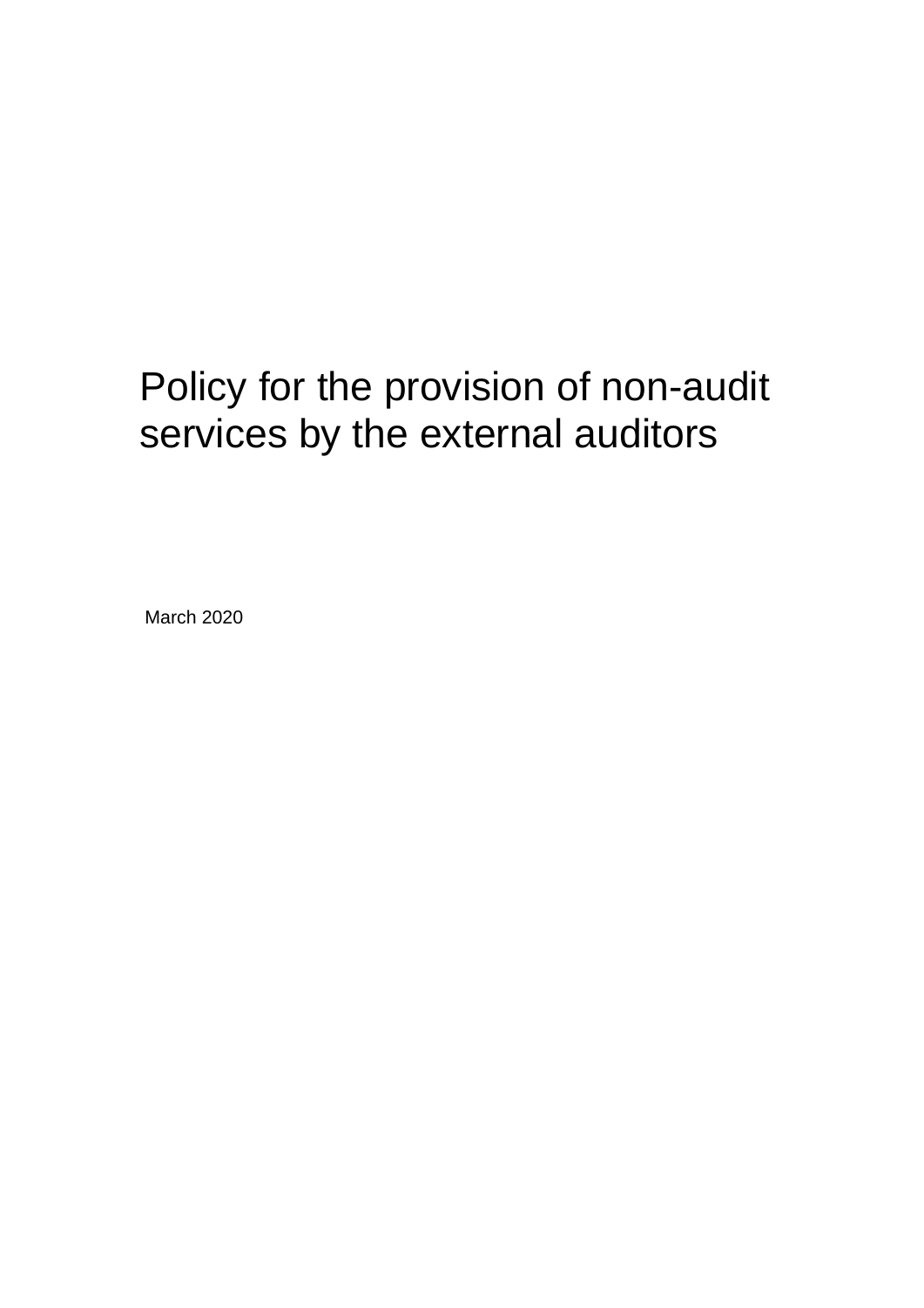# Policy for the provision of non-audit services by the external auditors

March 2020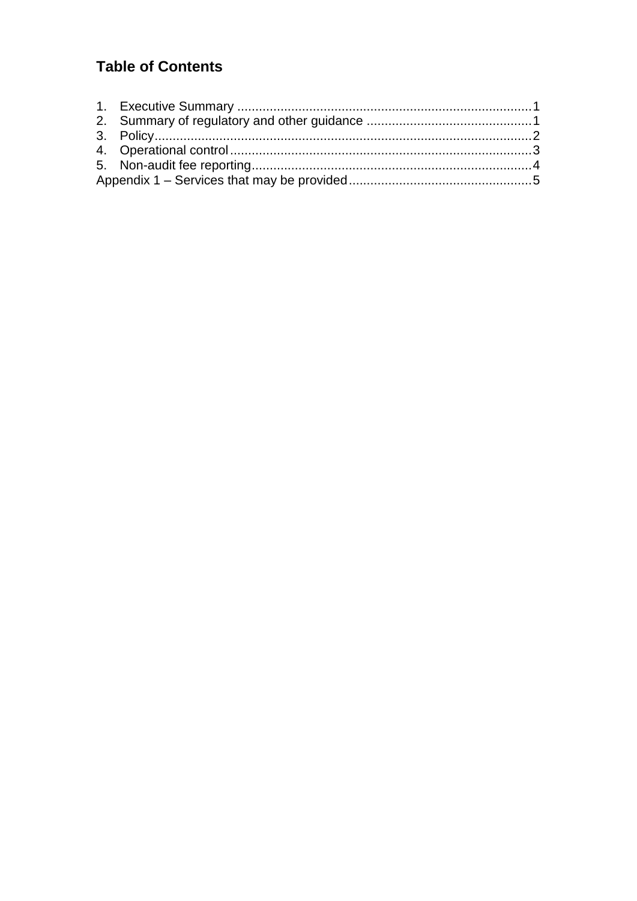## Table of Contents

1. Executive Summary ....................................................................................1
2. Summary of regulatory and other guidance ..............................................1
3. Policy..........................................................................................................2
4. Operational control.....................................................................................3
5. Non-audit fee reporting...............................................................................4

Appendix 1 – Services that may be provided....................................................5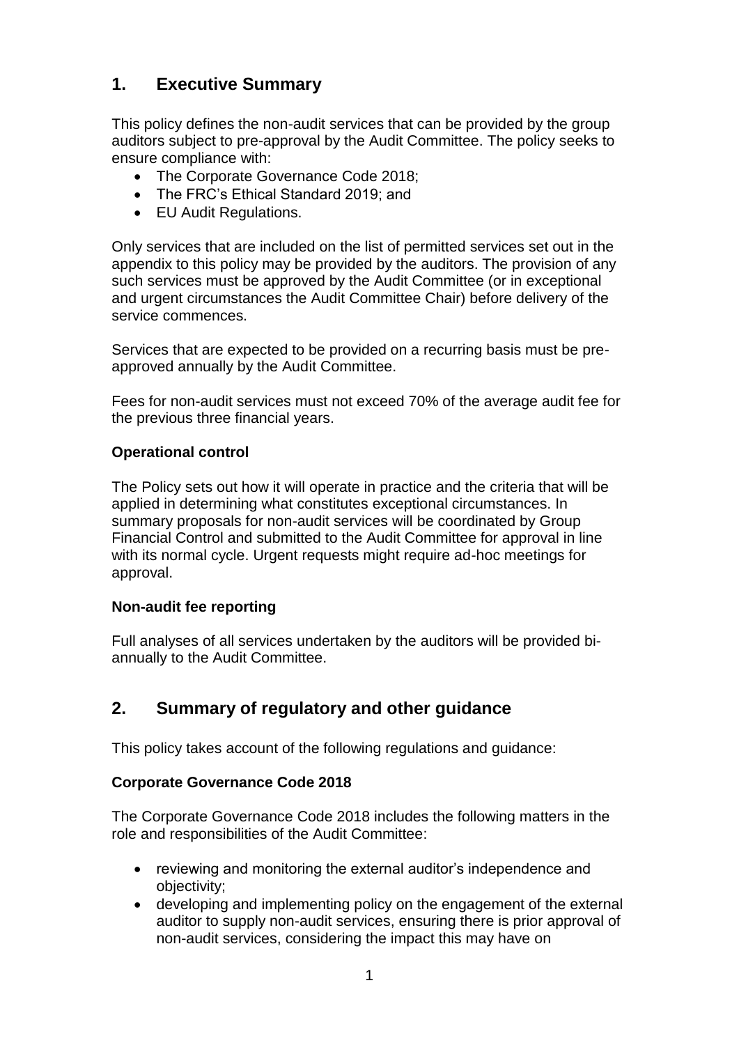## 1. Executive Summary

This policy defines the non-audit services that can be provided by the group auditors subject to pre-approval by the Audit Committee. The policy seeks to ensure compliance with:

- The Corporate Governance Code 2018;
- The FRC's Ethical Standard 2019; and
- EU Audit Regulations.

Only services that are included on the list of permitted services set out in the appendix to this policy may be provided by the auditors. The provision of any such services must be approved by the Audit Committee (or in exceptional and urgent circumstances the Audit Committee Chair) before delivery of the service commences.

Services that are expected to be provided on a recurring basis must be pre-approved annually by the Audit Committee.

Fees for non-audit services must not exceed 70% of the average audit fee for the previous three financial years.

### Operational control

The Policy sets out how it will operate in practice and the criteria that will be applied in determining what constitutes exceptional circumstances. In summary proposals for non-audit services will be coordinated by Group Financial Control and submitted to the Audit Committee for approval in line with its normal cycle. Urgent requests might require ad-hoc meetings for approval.

### Non-audit fee reporting

Full analyses of all services undertaken by the auditors will be provided bi-annually to the Audit Committee.

## 2. Summary of regulatory and other guidance

This policy takes account of the following regulations and guidance:

### Corporate Governance Code 2018

The Corporate Governance Code 2018 includes the following matters in the role and responsibilities of the Audit Committee:

- reviewing and monitoring the external auditor's independence and objectivity;
- developing and implementing policy on the engagement of the external auditor to supply non-audit services, ensuring there is prior approval of non-audit services, considering the impact this may have on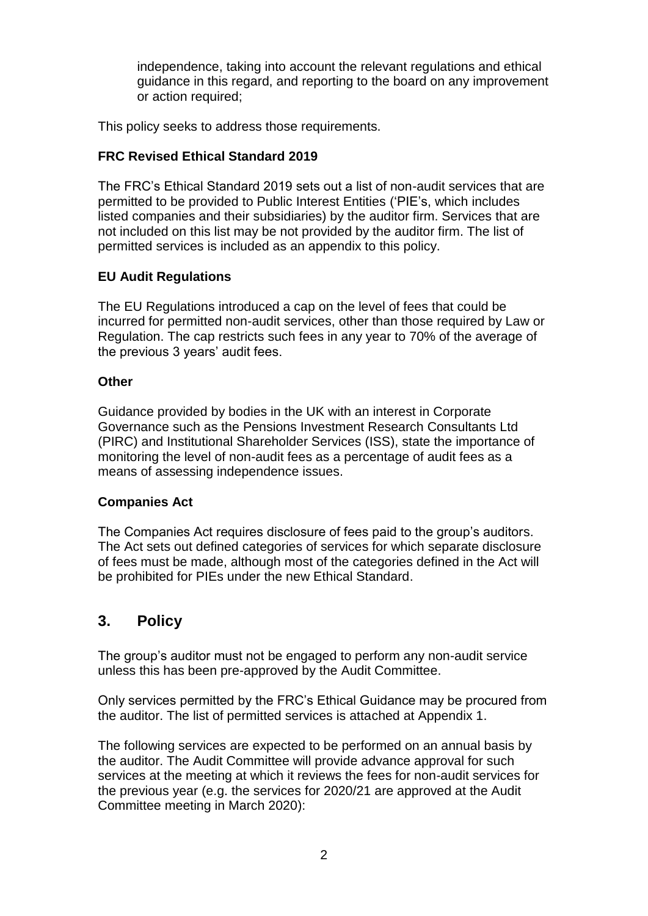independence, taking into account the relevant regulations and ethical guidance in this regard, and reporting to the board on any improvement or action required;

This policy seeks to address those requirements.

**FRC Revised Ethical Standard 2019**

The FRC's Ethical Standard 2019 sets out a list of non-audit services that are permitted to be provided to Public Interest Entities ('PIE's, which includes listed companies and their subsidiaries) by the auditor firm. Services that are not included on this list may be not provided by the auditor firm. The list of permitted services is included as an appendix to this policy.

**EU Audit Regulations**

The EU Regulations introduced a cap on the level of fees that could be incurred for permitted non-audit services, other than those required by Law or Regulation. The cap restricts such fees in any year to 70% of the average of the previous 3 years' audit fees.

**Other**

Guidance provided by bodies in the UK with an interest in Corporate Governance such as the Pensions Investment Research Consultants Ltd (PIRC) and Institutional Shareholder Services (ISS), state the importance of monitoring the level of non-audit fees as a percentage of audit fees as a means of assessing independence issues.

**Companies Act**

The Companies Act requires disclosure of fees paid to the group's auditors. The Act sets out defined categories of services for which separate disclosure of fees must be made, although most of the categories defined in the Act will be prohibited for PIEs under the new Ethical Standard.

## 3. Policy

The group's auditor must not be engaged to perform any non-audit service unless this has been pre-approved by the Audit Committee.

Only services permitted by the FRC's Ethical Guidance may be procured from the auditor. The list of permitted services is attached at Appendix 1.

The following services are expected to be performed on an annual basis by the auditor. The Audit Committee will provide advance approval for such services at the meeting at which it reviews the fees for non-audit services for the previous year (e.g. the services for 2020/21 are approved at the Audit Committee meeting in March 2020):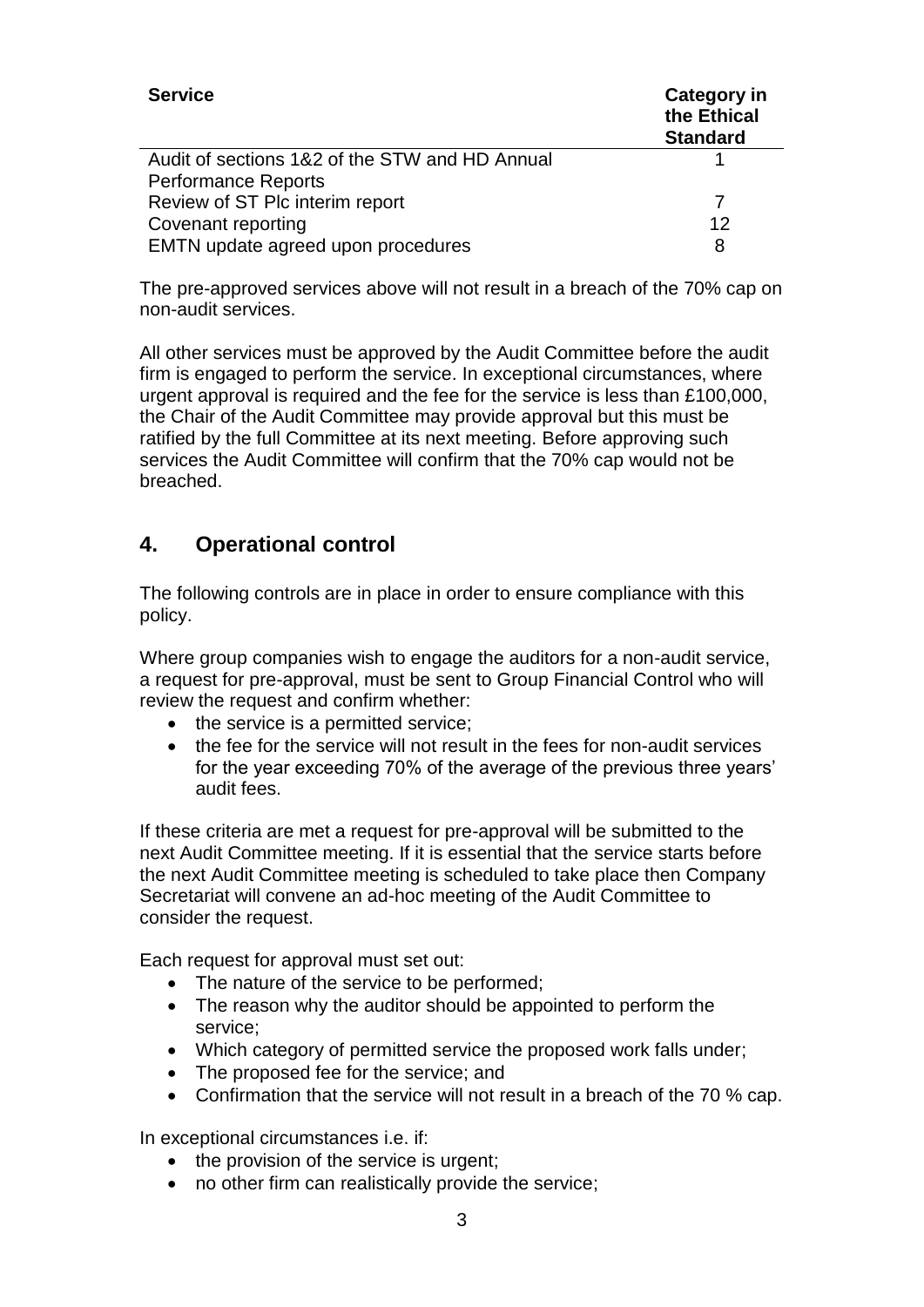| Service | Category in the Ethical Standard |
| --- | --- |
| Audit of sections 1&2 of the STW and HD Annual Performance Reports | 1 |
| Review of ST Plc interim report | 7 |
| Covenant reporting | 12 |
| EMTN update agreed upon procedures | 8 |

The pre-approved services above will not result in a breach of the 70% cap on non-audit services.

All other services must be approved by the Audit Committee before the audit firm is engaged to perform the service. In exceptional circumstances, where urgent approval is required and the fee for the service is less than £100,000, the Chair of the Audit Committee may provide approval but this must be ratified by the full Committee at its next meeting. Before approving such services the Audit Committee will confirm that the 70% cap would not be breached.

## 4. Operational control

The following controls are in place in order to ensure compliance with this policy.

Where group companies wish to engage the auditors for a non-audit service, a request for pre-approval, must be sent to Group Financial Control who will review the request and confirm whether:

- the service is a permitted service;
- the fee for the service will not result in the fees for non-audit services for the year exceeding 70% of the average of the previous three years' audit fees.

If these criteria are met a request for pre-approval will be submitted to the next Audit Committee meeting. If it is essential that the service starts before the next Audit Committee meeting is scheduled to take place then Company Secretariat will convene an ad-hoc meeting of the Audit Committee to consider the request.

Each request for approval must set out:

- The nature of the service to be performed;
- The reason why the auditor should be appointed to perform the service;
- Which category of permitted service the proposed work falls under;
- The proposed fee for the service; and
- Confirmation that the service will not result in a breach of the 70 % cap.

In exceptional circumstances i.e. if:

- the provision of the service is urgent;
- no other firm can realistically provide the service;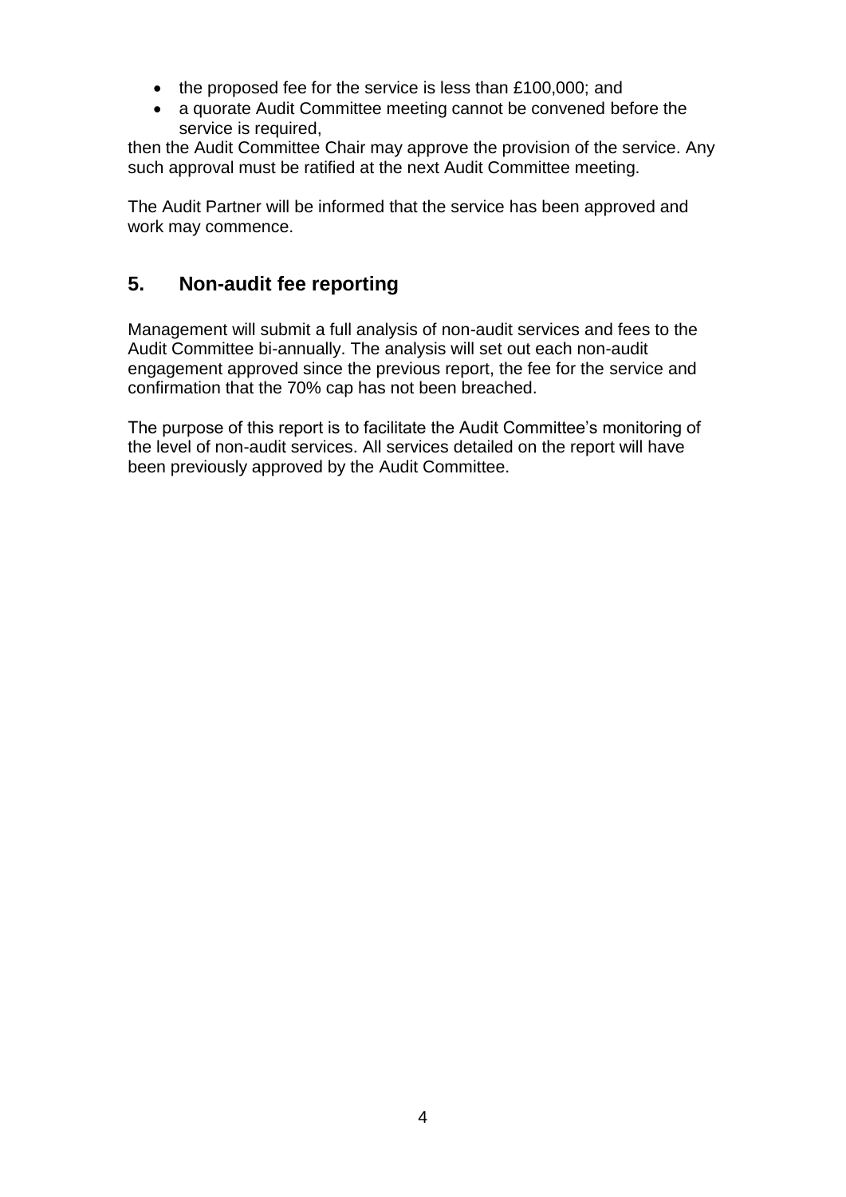- the proposed fee for the service is less than £100,000; and
- a quorate Audit Committee meeting cannot be convened before the service is required,

then the Audit Committee Chair may approve the provision of the service. Any such approval must be ratified at the next Audit Committee meeting.

The Audit Partner will be informed that the service has been approved and work may commence.

## 5. Non-audit fee reporting

Management will submit a full analysis of non-audit services and fees to the Audit Committee bi-annually. The analysis will set out each non-audit engagement approved since the previous report, the fee for the service and confirmation that the 70% cap has not been breached.

The purpose of this report is to facilitate the Audit Committee's monitoring of the level of non-audit services. All services detailed on the report will have been previously approved by the Audit Committee.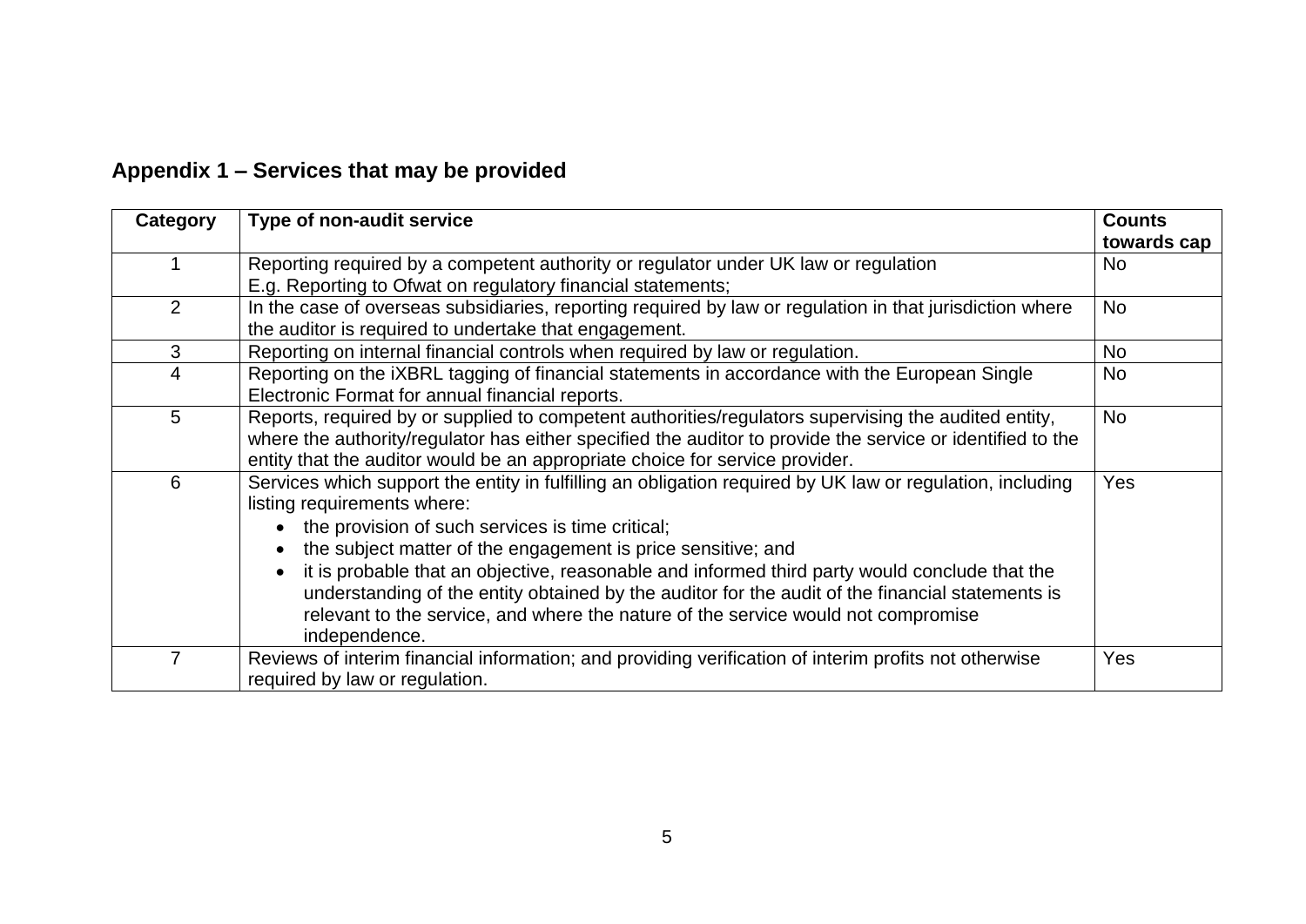## Appendix 1 – Services that may be provided

| Category | Type of non-audit service | Counts towards cap |
|---|---|---|
| 1 | Reporting required by a competent authority or regulator under UK law or regulation<br>E.g. Reporting to Ofwat on regulatory financial statements; | No |
| 2 | In the case of overseas subsidiaries, reporting required by law or regulation in that jurisdiction where the auditor is required to undertake that engagement. | No |
| 3 | Reporting on internal financial controls when required by law or regulation. | No |
| 4 | Reporting on the iXBRL tagging of financial statements in accordance with the European Single Electronic Format for annual financial reports. | No |
| 5 | Reports, required by or supplied to competent authorities/regulators supervising the audited entity, where the authority/regulator has either specified the auditor to provide the service or identified to the entity that the auditor would be an appropriate choice for service provider. | No |
| 6 | Services which support the entity in fulfilling an obligation required by UK law or regulation, including listing requirements where:<br>• the provision of such services is time critical;<br>• the subject matter of the engagement is price sensitive; and<br>• it is probable that an objective, reasonable and informed third party would conclude that the understanding of the entity obtained by the auditor for the audit of the financial statements is relevant to the service, and where the nature of the service would not compromise independence. | Yes |
| 7 | Reviews of interim financial information; and providing verification of interim profits not otherwise required by law or regulation. | Yes |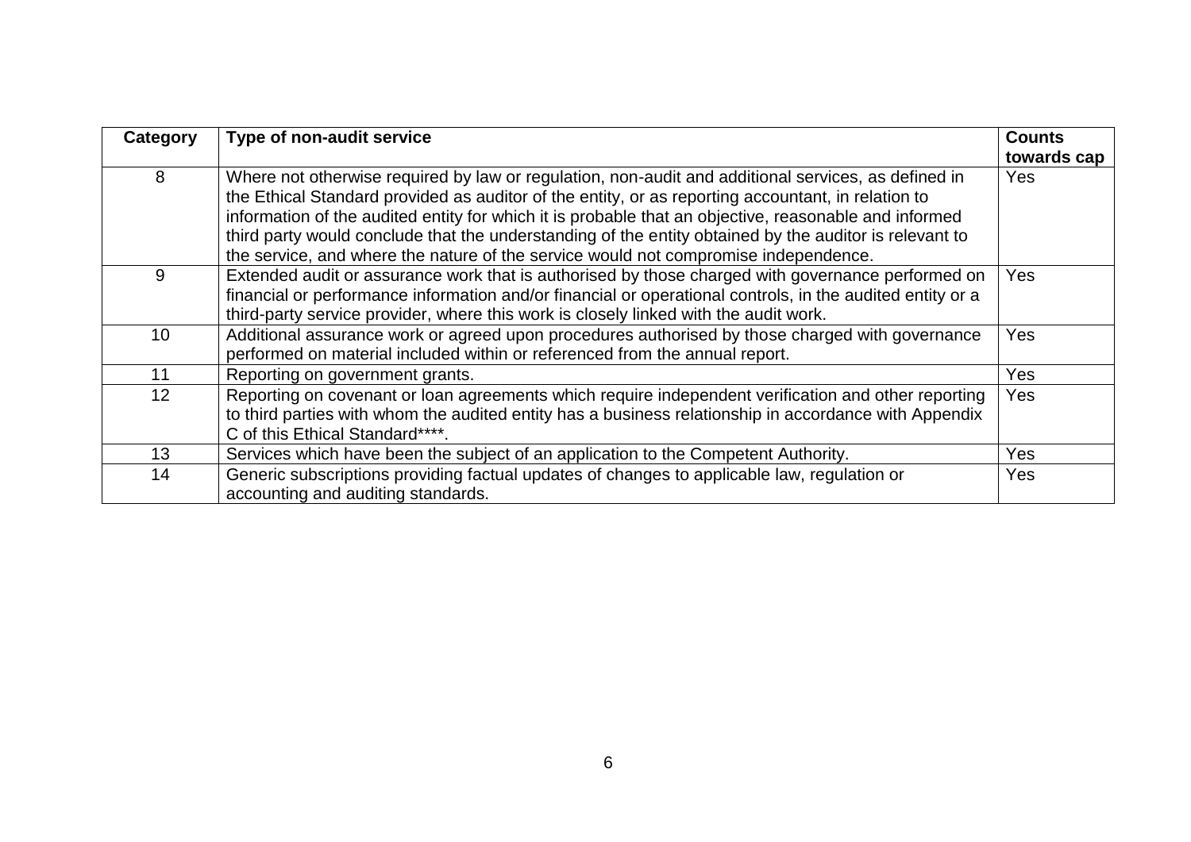| Category | Type of non-audit service | Counts towards cap |
|---|---|---|
| 8 | Where not otherwise required by law or regulation, non-audit and additional services, as defined in the Ethical Standard provided as auditor of the entity, or as reporting accountant, in relation to information of the audited entity for which it is probable that an objective, reasonable and informed third party would conclude that the understanding of the entity obtained by the auditor is relevant to the service, and where the nature of the service would not compromise independence. | Yes |
| 9 | Extended audit or assurance work that is authorised by those charged with governance performed on financial or performance information and/or financial or operational controls, in the audited entity or a third-party service provider, where this work is closely linked with the audit work. | Yes |
| 10 | Additional assurance work or agreed upon procedures authorised by those charged with governance performed on material included within or referenced from the annual report. | Yes |
| 11 | Reporting on government grants. | Yes |
| 12 | Reporting on covenant or loan agreements which require independent verification and other reporting to third parties with whom the audited entity has a business relationship in accordance with Appendix C of this Ethical Standard****. | Yes |
| 13 | Services which have been the subject of an application to the Competent Authority. | Yes |
| 14 | Generic subscriptions providing factual updates of changes to applicable law, regulation or accounting and auditing standards. | Yes |